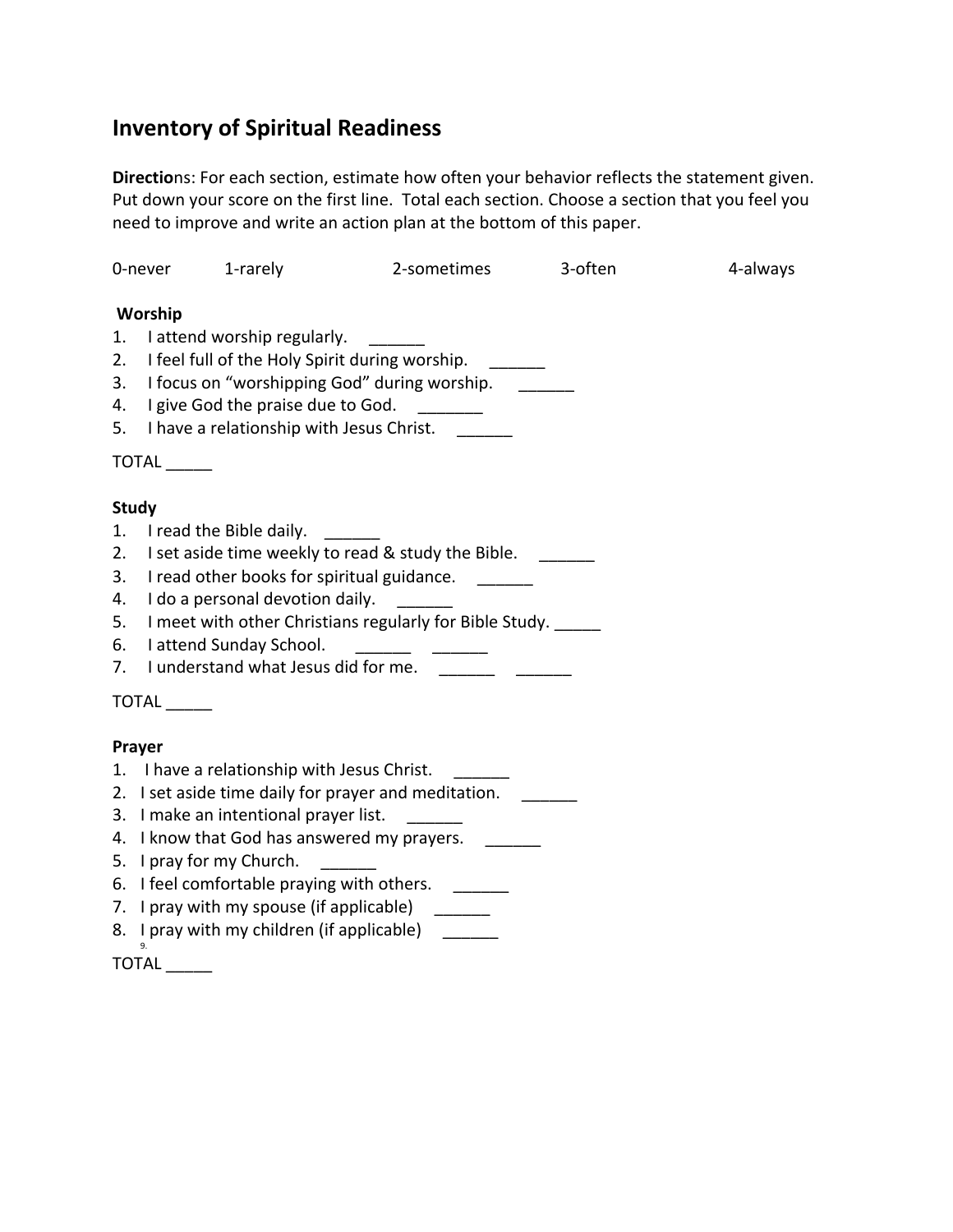# Inventory of Spiritual Readiness

**Directio**ns: For each section, estimate how often your behavior reflects the statement given. Put down your score on the first line. Total each section. Choose a section that you feel you need to improve and write an action plan at the bottom of this paper.

0-never 1-rarely 2-sometimes 3-often 4-always

**Worship**

1. I attend worship regularly. ______
2. I feel full of the Holy Spirit during worship. ______
3. I focus on "worshipping God" during worship. ______
4. I give God the praise due to God. _______
5. I have a relationship with Jesus Christ. ______

TOTAL _____

**Study**

1. I read the Bible daily. ______
2. I set aside time weekly to read & study the Bible. ______
3. I read other books for spiritual guidance. ______
4. I do a personal devotion daily. ______
5. I meet with other Christians regularly for Bible Study. _____
6. I attend Sunday School. ______ ______
7. I understand what Jesus did for me. ______ ______

TOTAL _____

**Prayer**

1. I have a relationship with Jesus Christ. ______
2. I set aside time daily for prayer and meditation. ______
3. I make an intentional prayer list. ______
4. I know that God has answered my prayers. ______
5. I pray for my Church. ______
6. I feel comfortable praying with others. ______
7. I pray with my spouse (if applicable) ______
8. I pray with my children (if applicable) ______
9.

TOTAL _____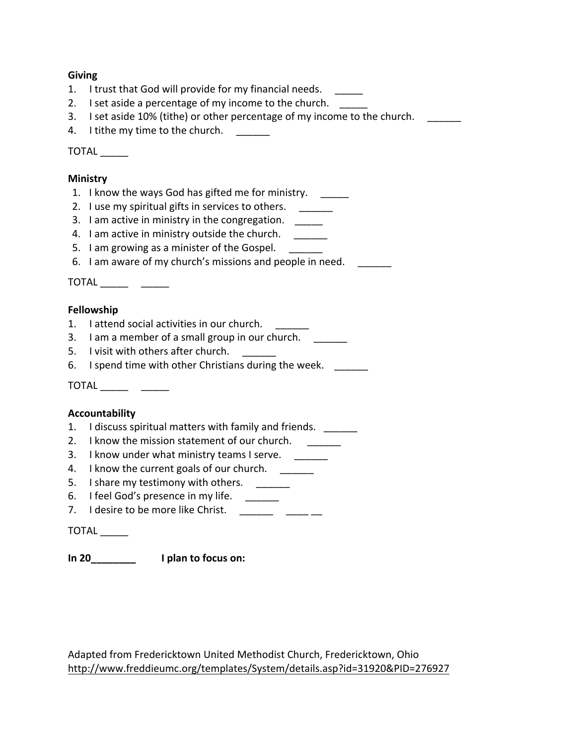**Giving**

1. I trust that God will provide for my financial needs. _____
2. I set aside a percentage of my income to the church. _____
3. I set aside 10% (tithe) or other percentage of my income to the church. ______
4. I tithe my time to the church. ______

TOTAL _____

**Ministry**

1. I know the ways God has gifted me for ministry. _____
2. I use my spiritual gifts in services to others. ______
3. I am active in ministry in the congregation. _____
4. I am active in ministry outside the church. ______
5. I am growing as a minister of the Gospel. ______
6. I am aware of my church's missions and people in need. ______

TOTAL _____ _____

**Fellowship**

1. I attend social activities in our church. ______
3. I am a member of a small group in our church. ______
5. I visit with others after church. ______
6. I spend time with other Christians during the week. ______

TOTAL _____ _____

**Accountability**

1. I discuss spiritual matters with family and friends. ______
2. I know the mission statement of our church. ______
3. I know under what ministry teams I serve. ______
4. I know the current goals of our church. ______
5. I share my testimony with others. ______
6. I feel God's presence in my life. ______
7. I desire to be more like Christ. ______ ____ __

TOTAL _____

**In 20________ I plan to focus on:**

Adapted from Fredericktown United Methodist Church, Fredericktown, Ohio
http://www.freddieumc.org/templates/System/details.asp?id=31920&PID=276927